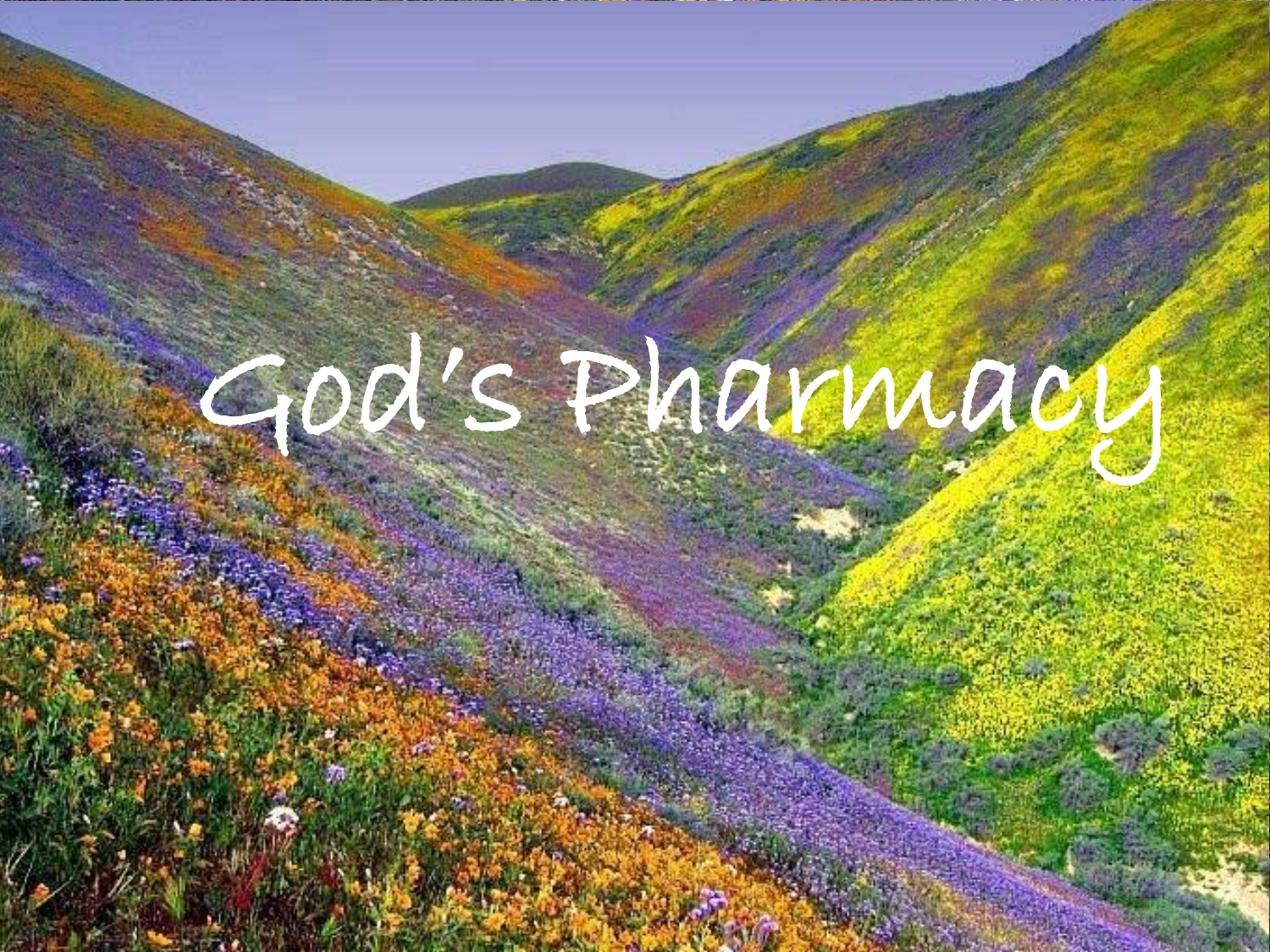# God's Pharmacy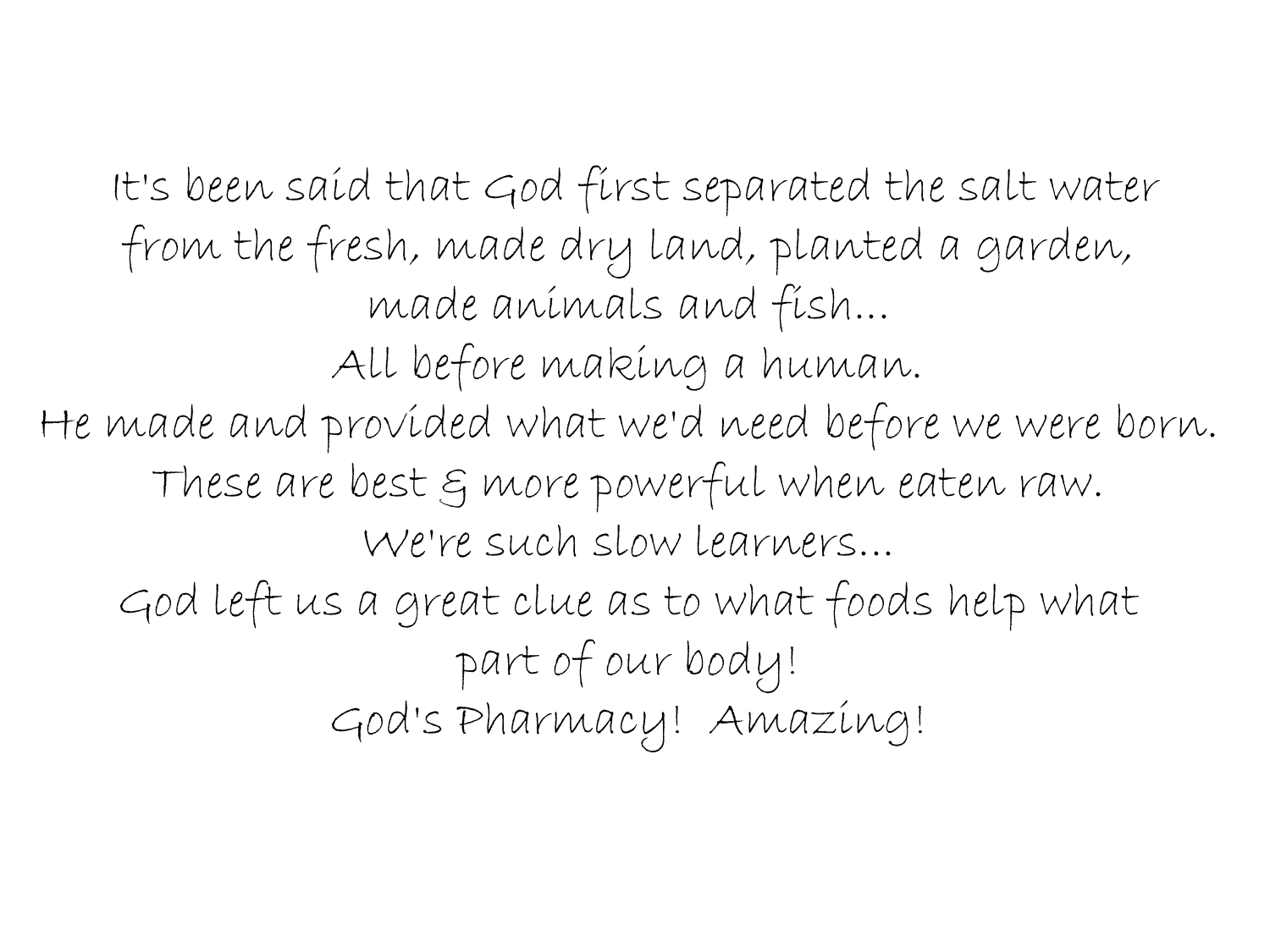It's been said that God first separated the salt water from the fresh, made dry land, planted a garden, made animals and fish...

All before making a human.

He made and provided what we'd need before we were born.

These are best & more powerful when eaten raw.

We're such slow learners...

God left us a great clue as to what foods help what part of our body!

God's Pharmacy! Amazing!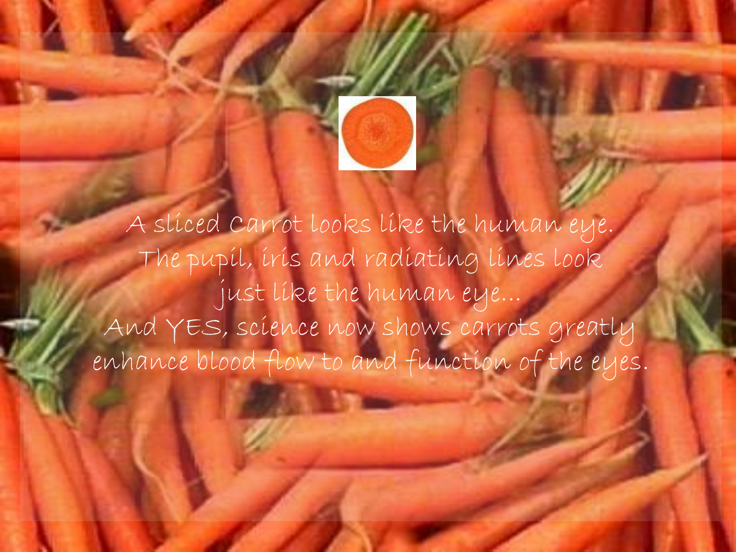A sliced Carrot looks like the human eye.
The pupil, iris and radiating lines look
just like the human eye...
And YES, science now shows carrots greatly
enhance blood flow to and function of the eyes.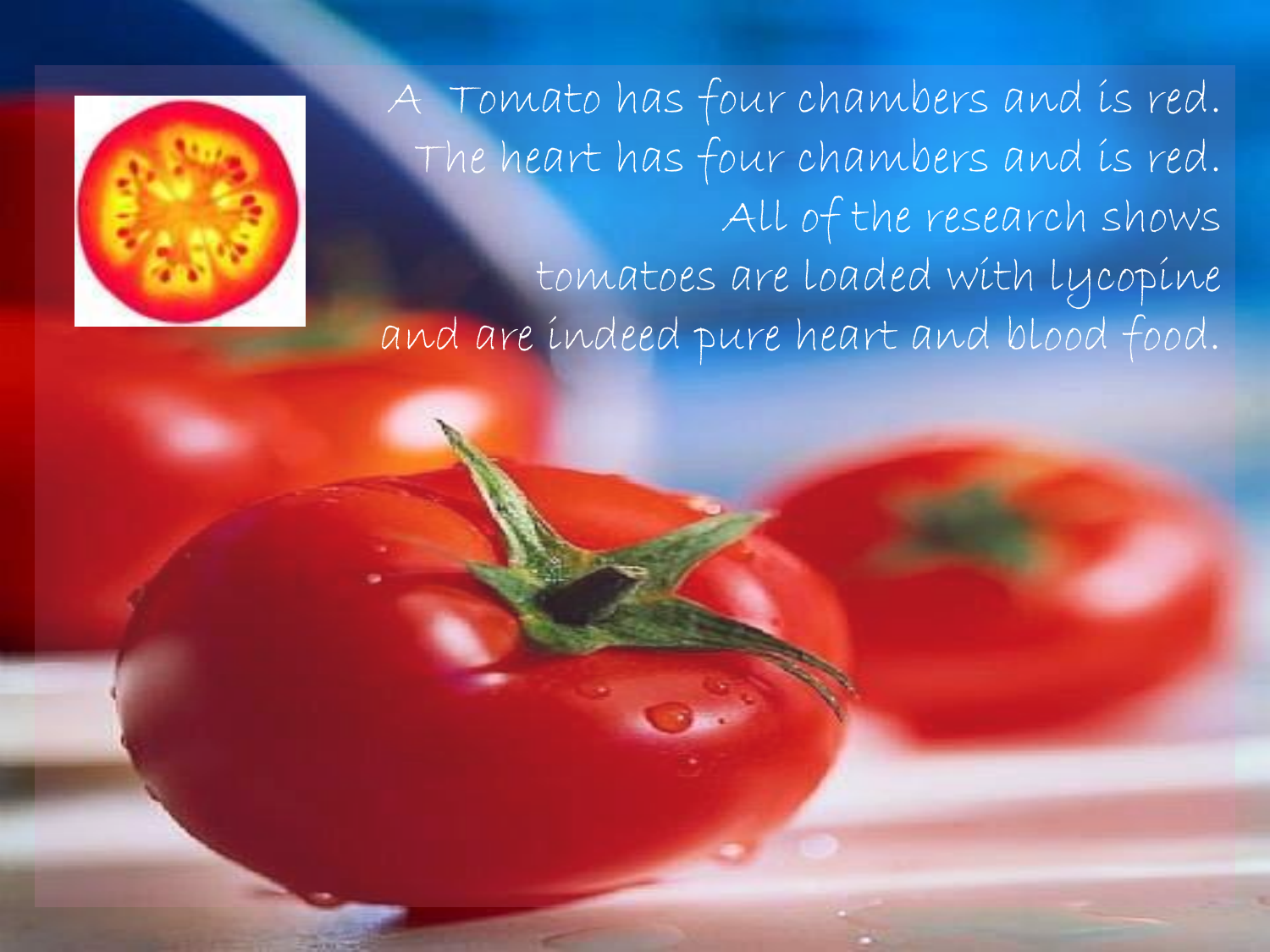A Tomato has four chambers and is red.
The heart has four chambers and is red.
All of the research shows
tomatoes are loaded with lycopine
and are indeed pure heart and blood food.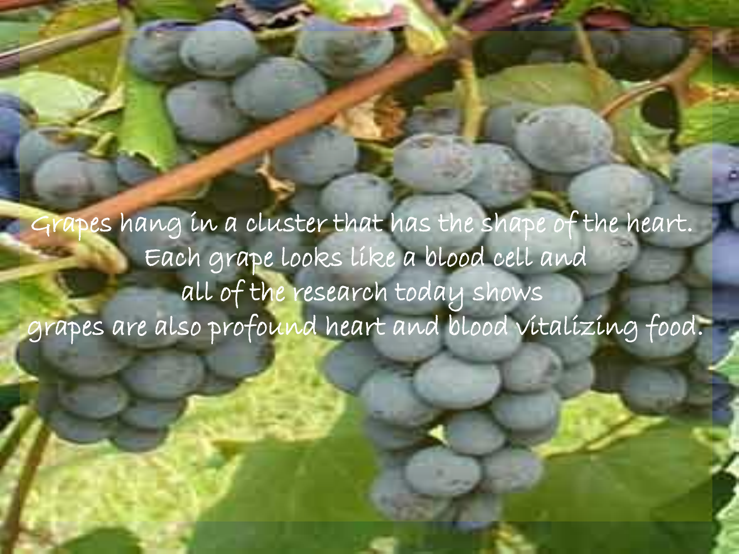Grapes hang in a cluster that has the shape of the heart.
Each grape looks like a blood cell and
all of the research today shows
grapes are also profound heart and blood vitalizing food.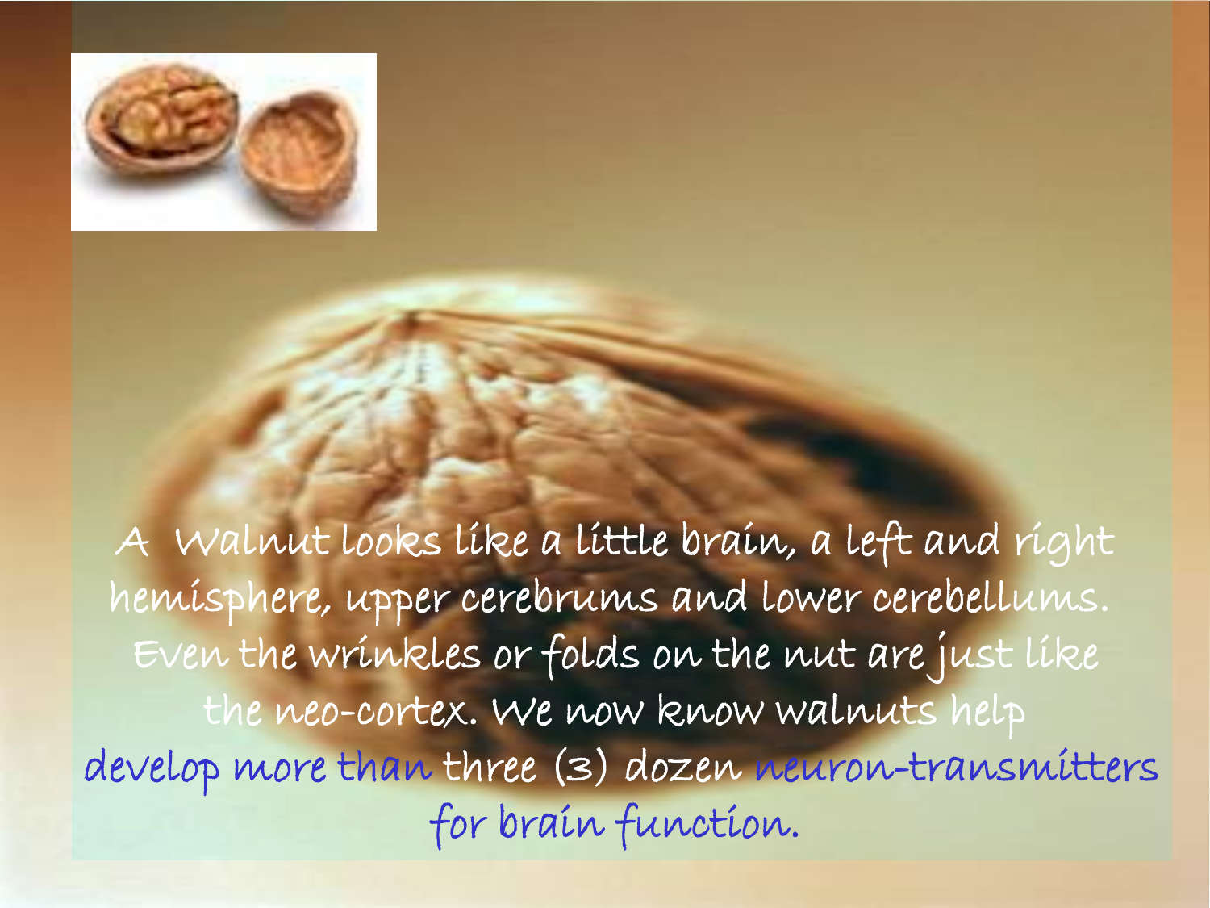A Walnut looks like a little brain, a left and right hemisphere, upper cerebrums and lower cerebellums. Even the wrinkles or folds on the nut are just like the neo-cortex. We now know walnuts help develop more than three (3) dozen neuron-transmitters for brain function.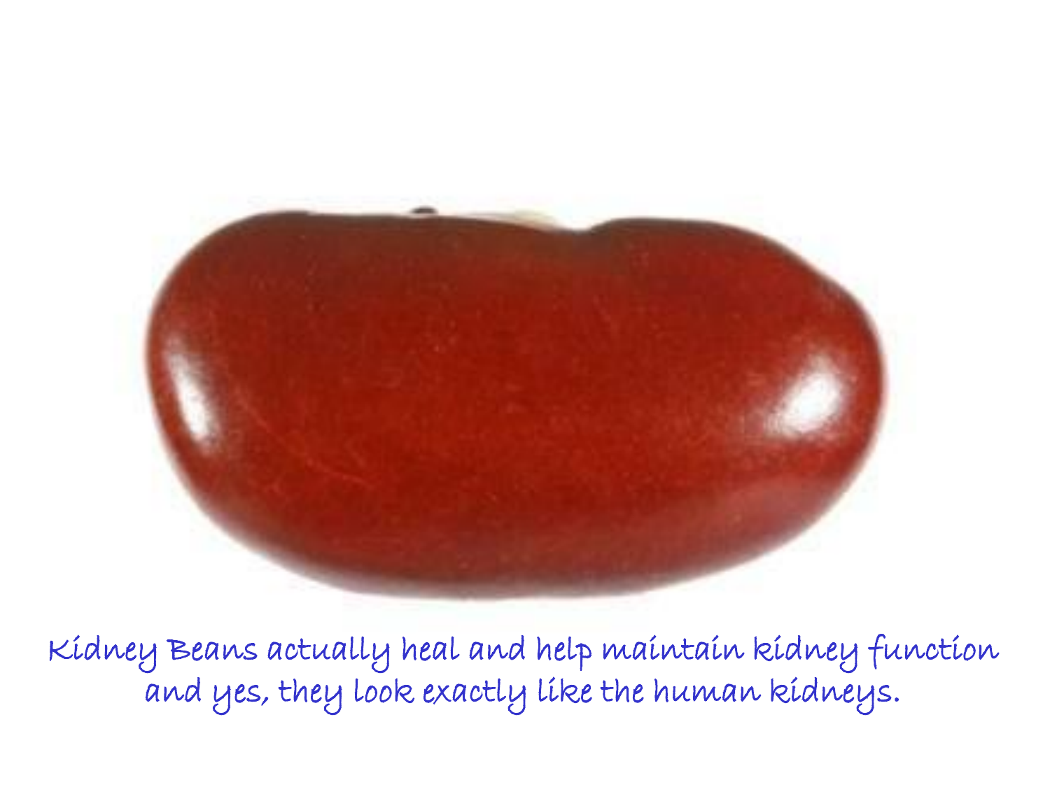Kidney Beans actually heal and help maintain kidney function and yes, they look exactly like the human kidneys.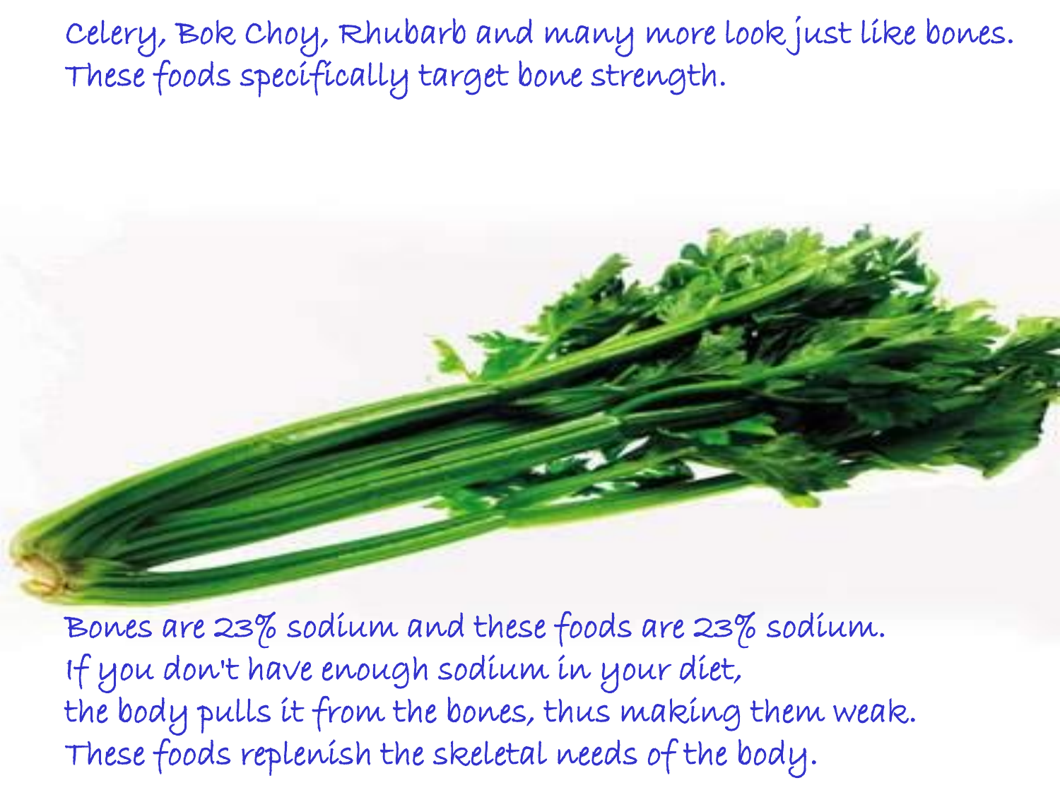Celery, Bok Choy, Rhubarb and many more look just like bones.
These foods specifically target bone strength.

Bones are 23% sodium and these foods are 23% sodium.
If you don't have enough sodium in your diet,
the body pulls it from the bones, thus making them weak.
These foods replenish the skeletal needs of the body.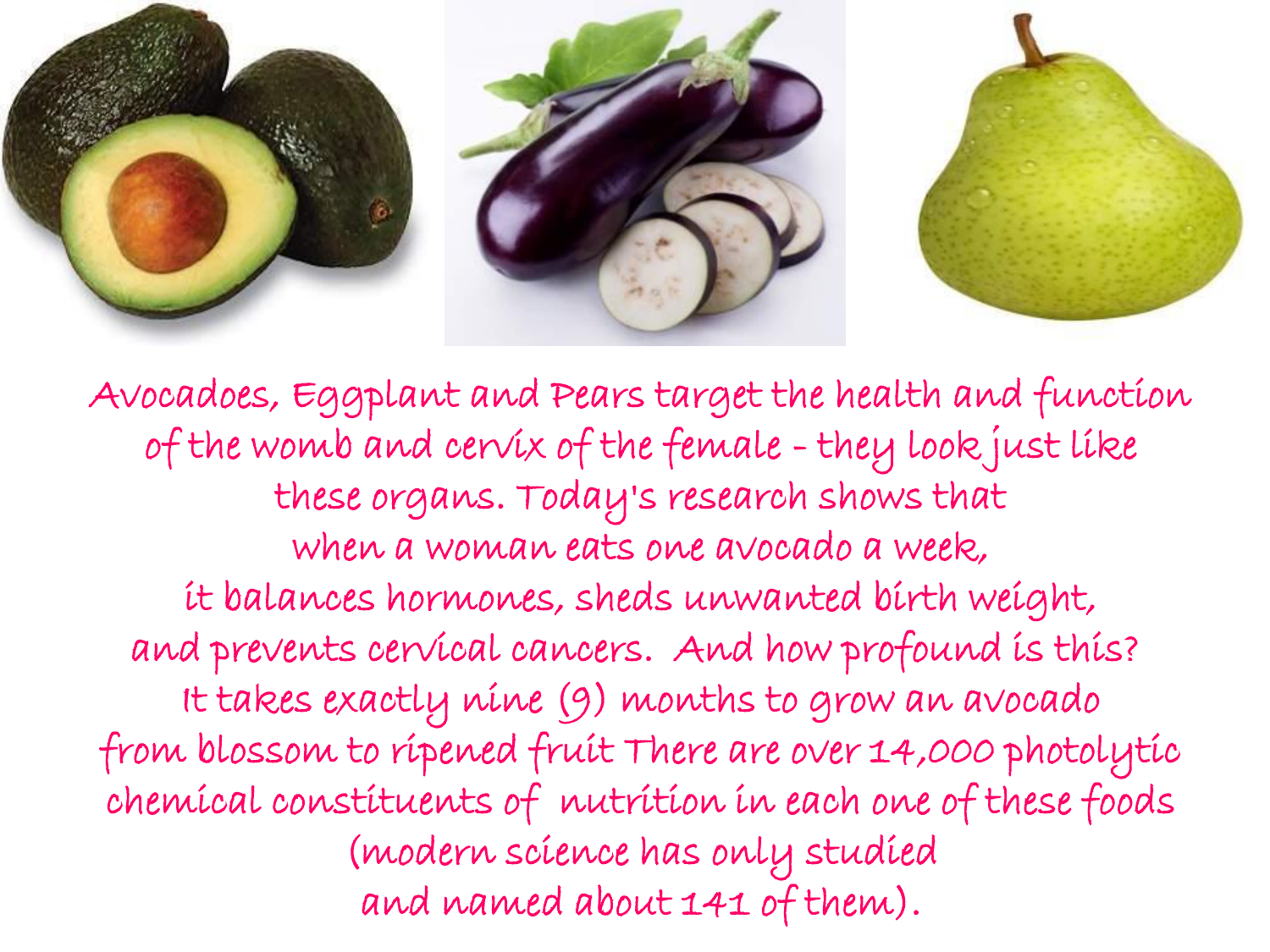Avocadoes, Eggplant and Pears target the health and function of the womb and cervix of the female - they look just like these organs. Today's research shows that when a woman eats one avocado a week, it balances hormones, sheds unwanted birth weight, and prevents cervical cancers. And how profound is this? It takes exactly nine (9) months to grow an avocado from blossom to ripened fruit There are over 14,000 photolytic chemical constituents of nutrition in each one of these foods (modern science has only studied and named about 141 of them).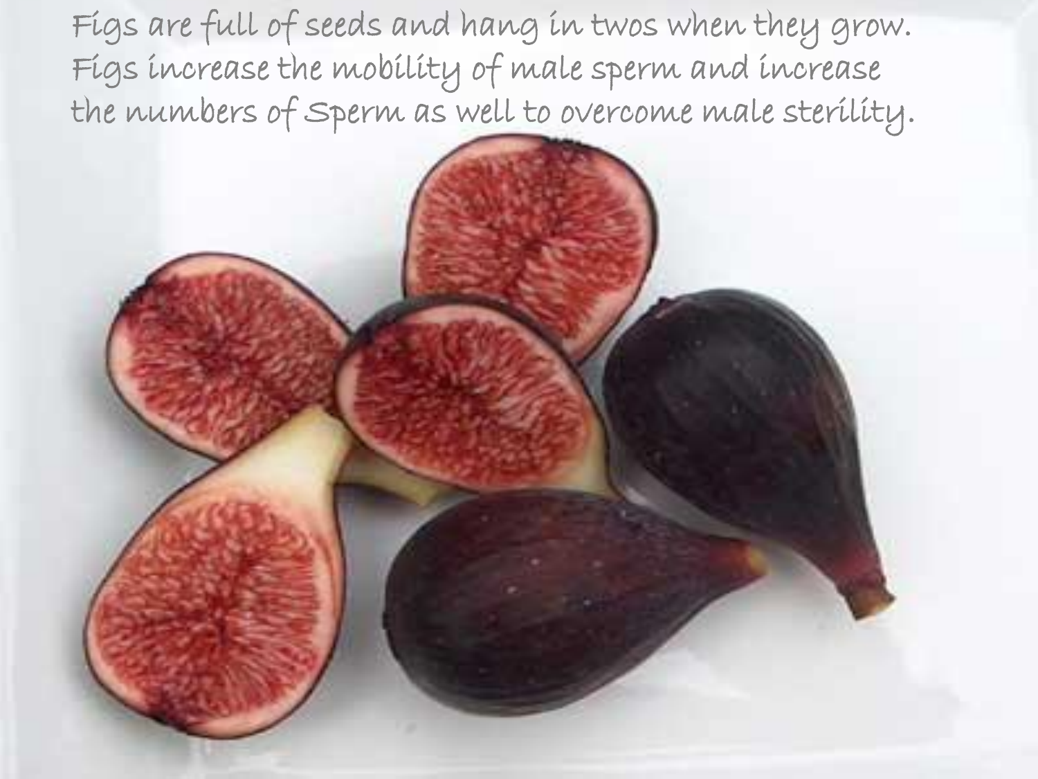Figs are full of seeds and hang in twos when they grow. Figs increase the mobility of male sperm and increase the numbers of Sperm as well to overcome male sterility.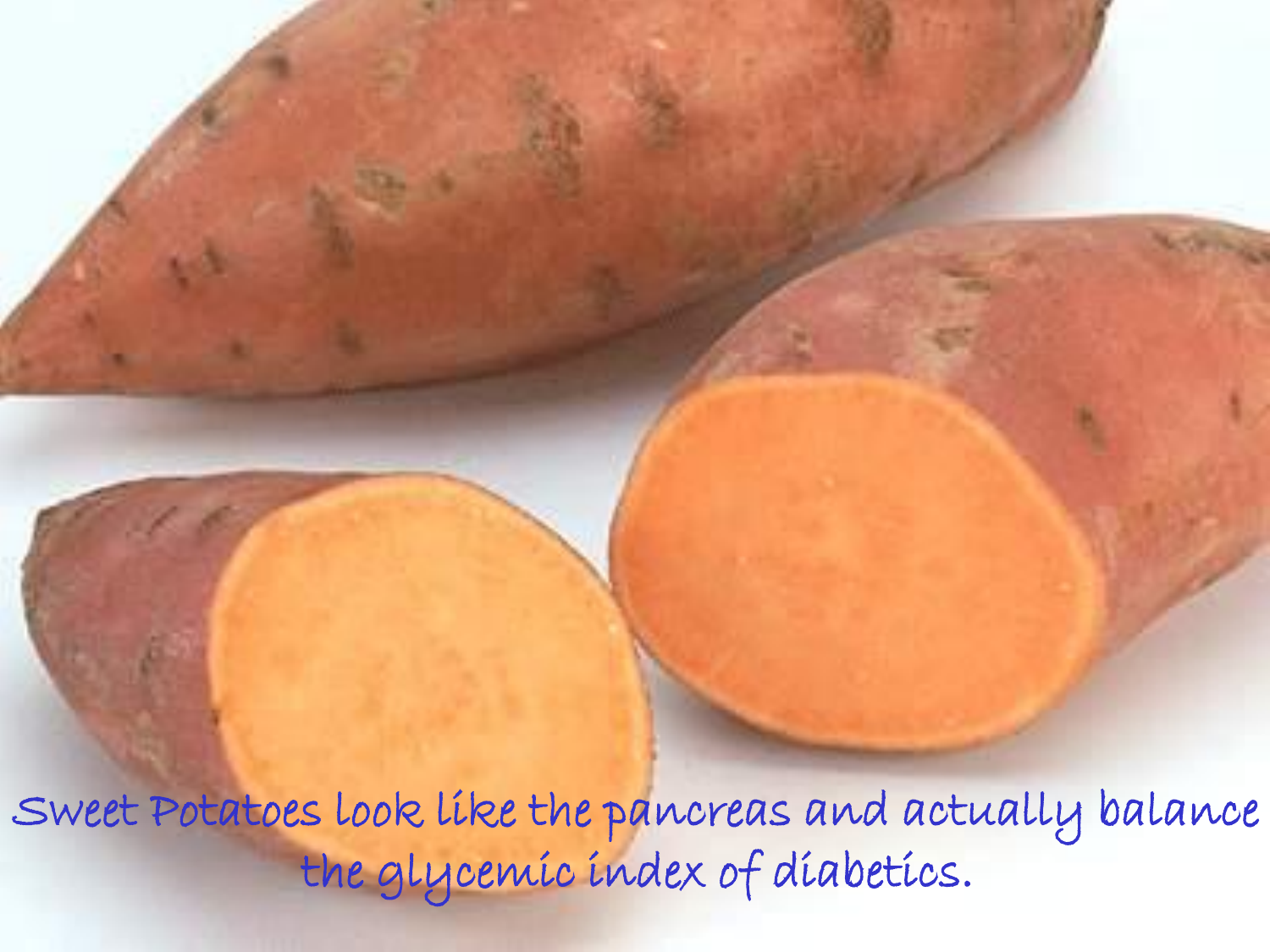Sweet Potatoes look like the pancreas and actually balance the glycemic index of diabetics.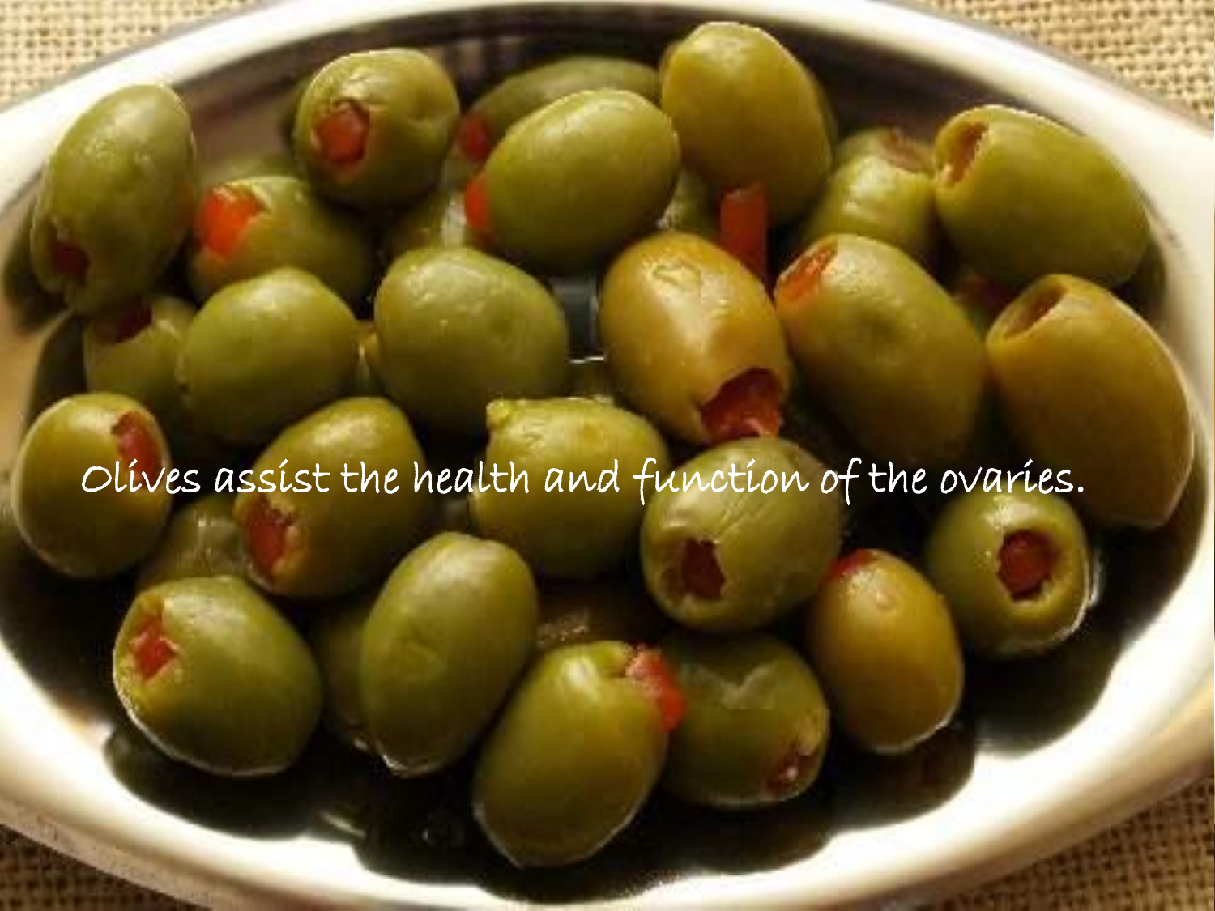Olives assist the health and function of the ovaries.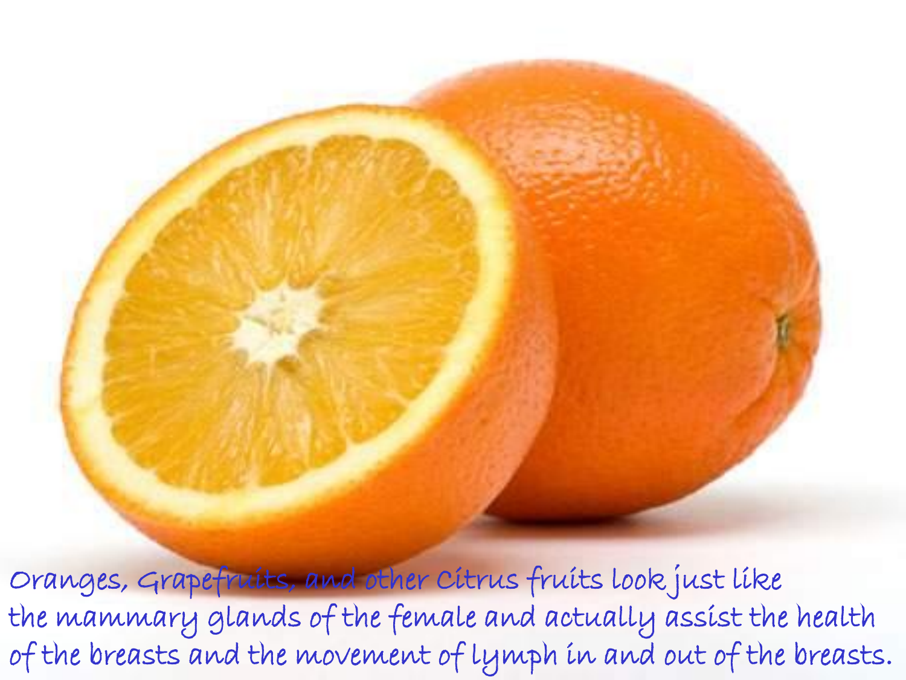Oranges, Grapefruits, and other Citrus fruits look just like the mammary glands of the female and actually assist the health of the breasts and the movement of lymph in and out of the breasts.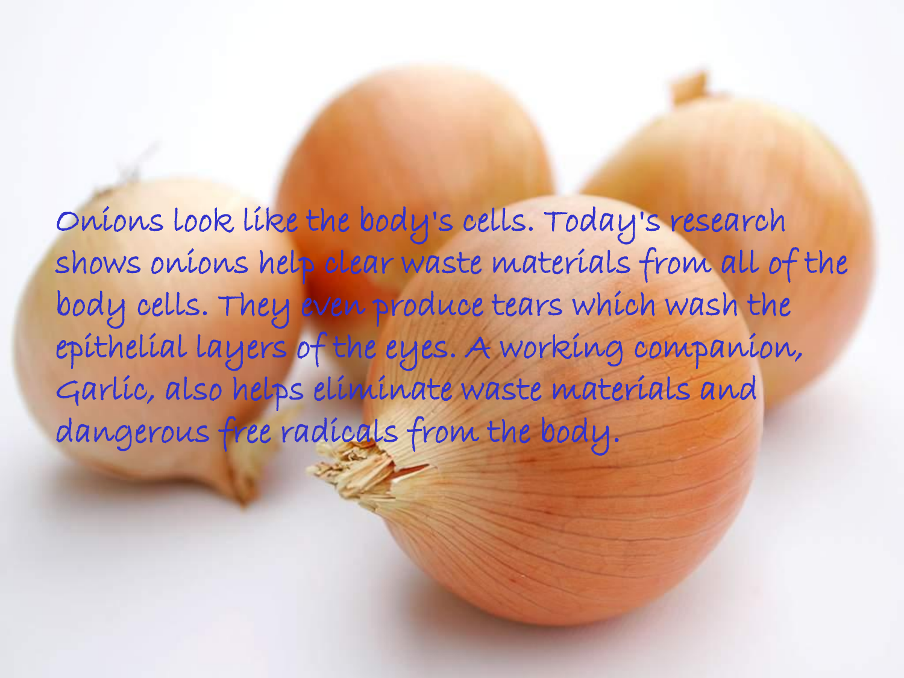Onions look like the body's cells. Today's research shows onions help clear waste materials from all of the body cells. They even produce tears which wash the epithelial layers of the eyes. A working companion, Garlic, also helps eliminate waste materials and dangerous free radicals from the body.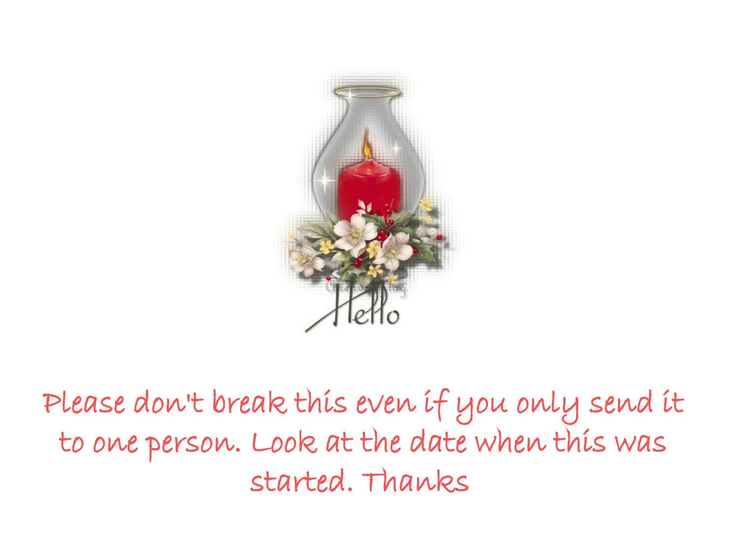Please don't break this even if you only send it to one person. Look at the date when this was started. Thanks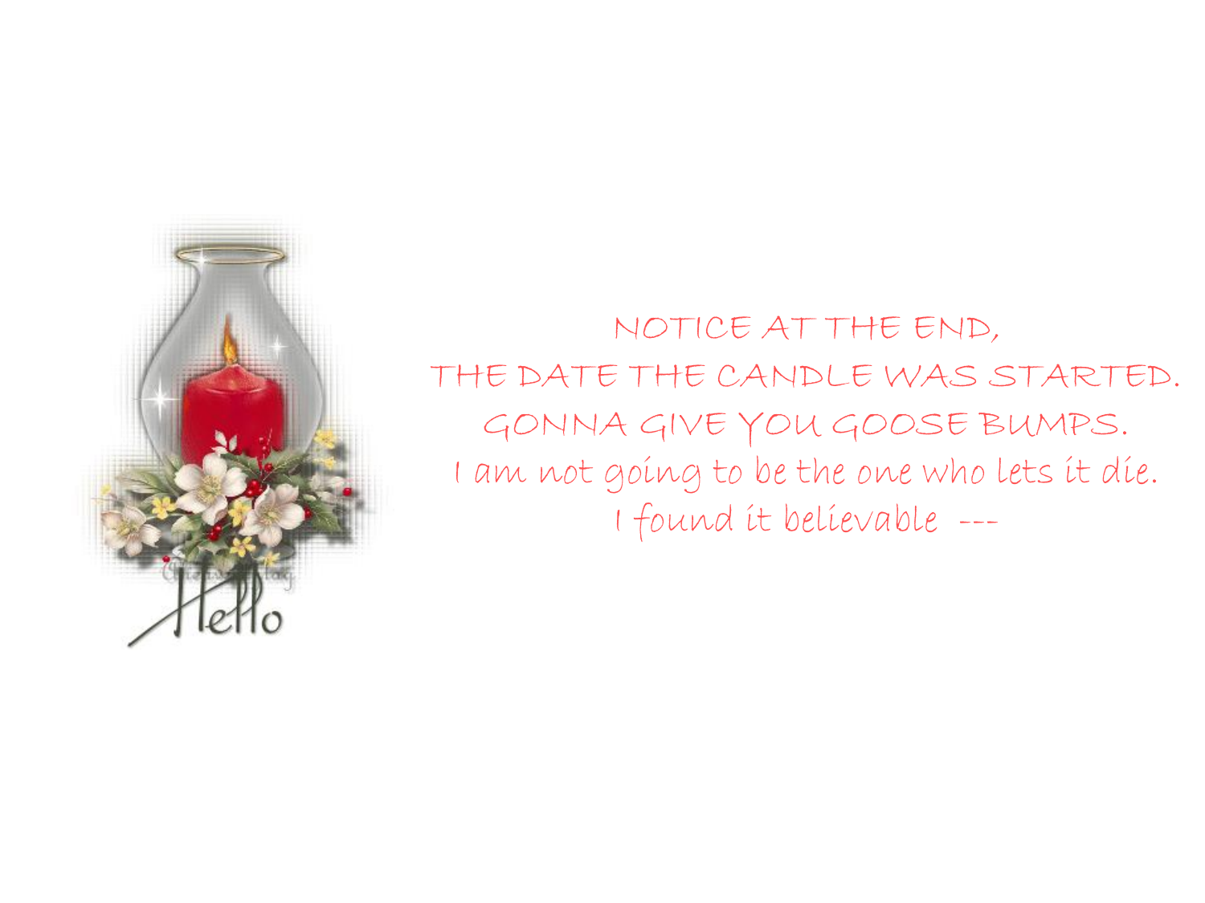NOTICE AT THE END,
THE DATE THE CANDLE WAS STARTED.
GONNA GIVE YOU GOOSE BUMPS.
I am not going to be the one who lets it die.
I found it believable ---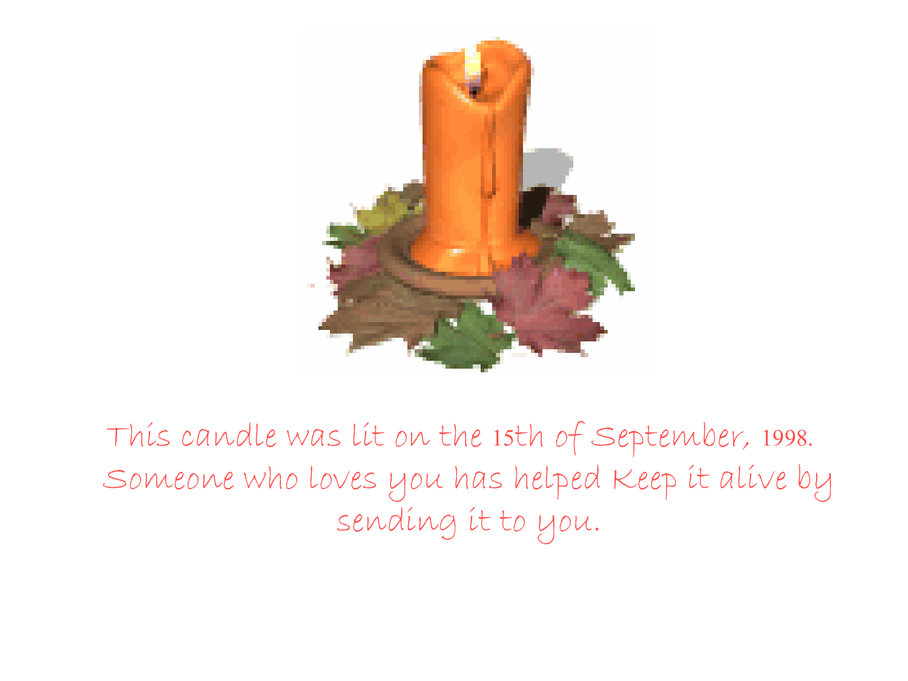This candle was lit on the 15th of September, 1998. Someone who loves you has helped keep it alive by sending it to you.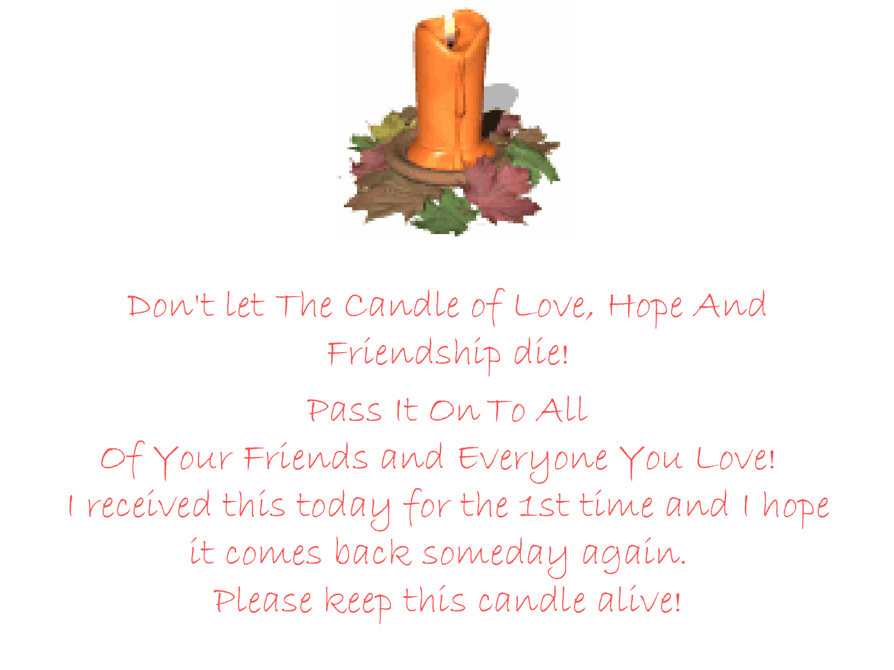Don't let The Candle of Love, Hope And Friendship die!

Pass It On To All Of Your Friends and Everyone You Love!

I received this today for the 1st time and I hope it comes back someday again.

Please keep this candle alive!